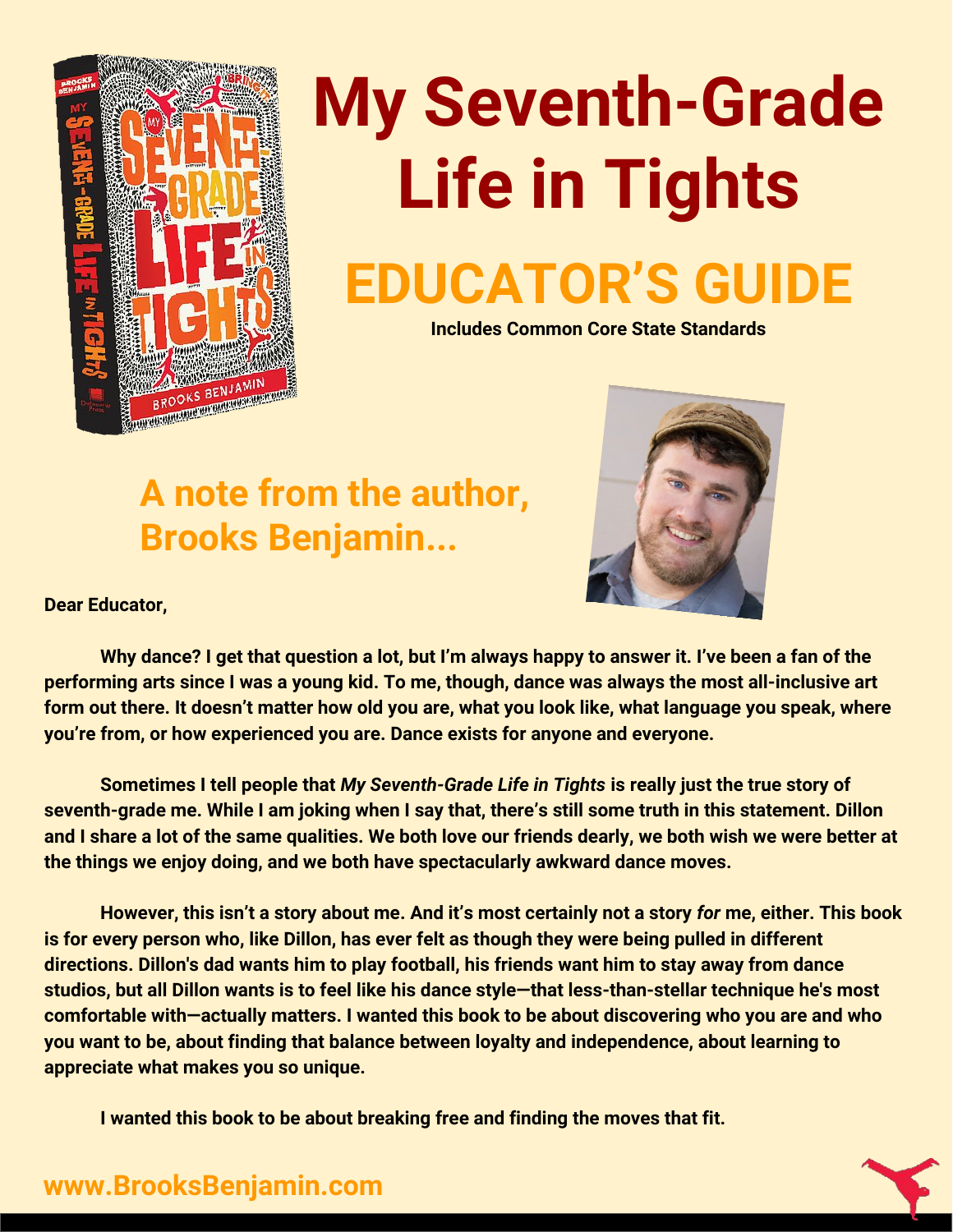# My Seventh-Grade Life in Tights

## EDUCATOR'S GUIDE

**Includes Common Core State Standards**

## A note from the author, Brooks Benjamin...

**Dear Educator,**

**Why dance? I get that question a lot, but I'm always happy to answer it. I've been a fan of the performing arts since I was a young kid. To me, though, dance was always the most all-inclusive art form out there. It doesn't matter how old you are, what you look like, what language you speak, where you're from, or how experienced you are. Dance exists for anyone and everyone.**

**Sometimes I tell people that *My Seventh-Grade Life in Tights* is really just the true story of seventh-grade me. While I am joking when I say that, there's still some truth in this statement. Dillon and I share a lot of the same qualities. We both love our friends dearly, we both wish we were better at the things we enjoy doing, and we both have spectacularly awkward dance moves.**

**However, this isn't a story about me. And it's most certainly not a story *for* me, either. This book is for every person who, like Dillon, has ever felt as though they were being pulled in different directions. Dillon's dad wants him to play football, his friends want him to stay away from dance studios, but all Dillon wants is to feel like his dance style—that less-than-stellar technique he's most comfortable with—actually matters. I wanted this book to be about discovering who you are and who you want to be, about finding that balance between loyalty and independence, about learning to appreciate what makes you so unique.**

**I wanted this book to be about breaking free and finding the moves that fit.**

**www.BrooksBenjamin.com**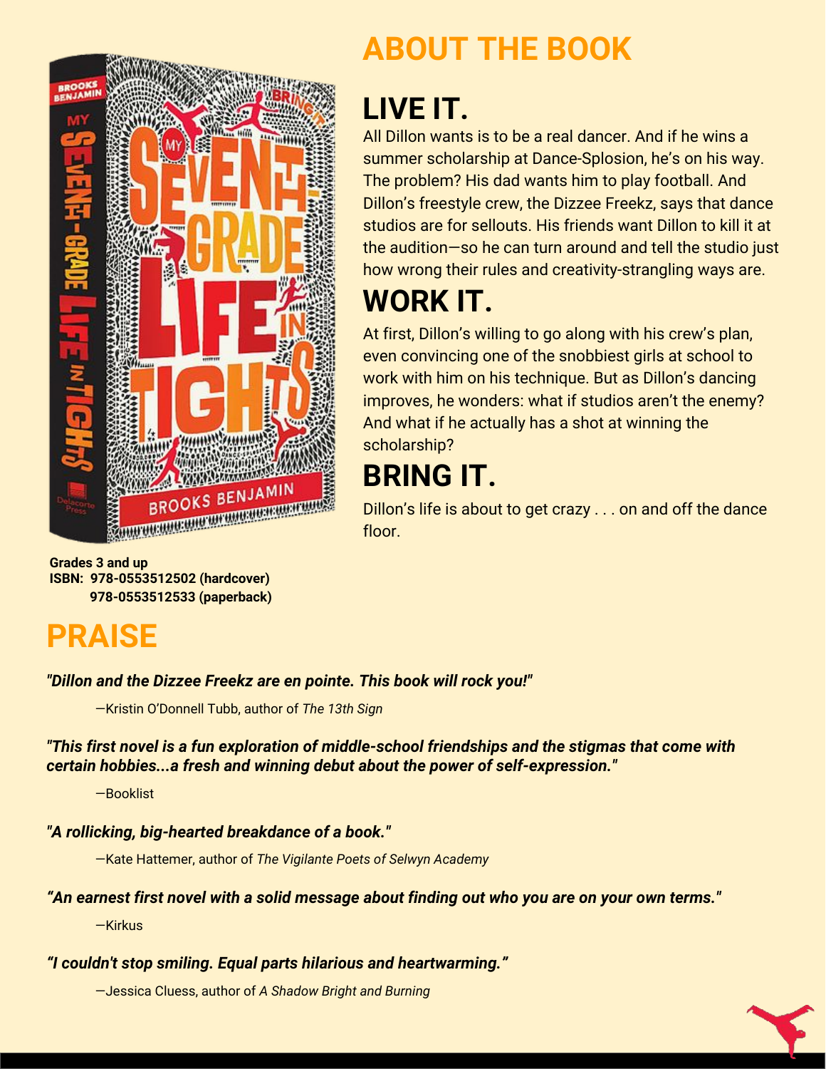## ABOUT THE BOOK

### LIVE IT.

All Dillon wants is to be a real dancer. And if he wins a summer scholarship at Dance-Splosion, he's on his way. The problem? His dad wants him to play football. And Dillon's freestyle crew, the Dizzee Freekz, says that dance studios are for sellouts. His friends want Dillon to kill it at the audition—so he can turn around and tell the studio just how wrong their rules and creativity-strangling ways are.

### WORK IT.

At first, Dillon's willing to go along with his crew's plan, even convincing one of the snobbiest girls at school to work with him on his technique. But as Dillon's dancing improves, he wonders: what if studios aren't the enemy? And what if he actually has a shot at winning the scholarship?

### BRING IT.

Dillon's life is about to get crazy . . . on and off the dance floor.

**Grades 3 and up**
**ISBN: 978-0553512502 (hardcover)**
**978-0553512533 (paperback)**

## PRAISE

***"Dillon and the Dizzee Freekz are en pointe. This book will rock you!"***

—Kristin O'Donnell Tubb, author of *The 13th Sign*

***"This first novel is a fun exploration of middle-school friendships and the stigmas that come with certain hobbies...a fresh and winning debut about the power of self-expression."***

—Booklist

***"A rollicking, big-hearted breakdance of a book."***

—Kate Hattemer, author of *The Vigilante Poets of Selwyn Academy*

***"An earnest first novel with a solid message about finding out who you are on your own terms."***

—Kirkus

***"I couldn't stop smiling. Equal parts hilarious and heartwarming."***

—Jessica Cluess, author of *A Shadow Bright and Burning*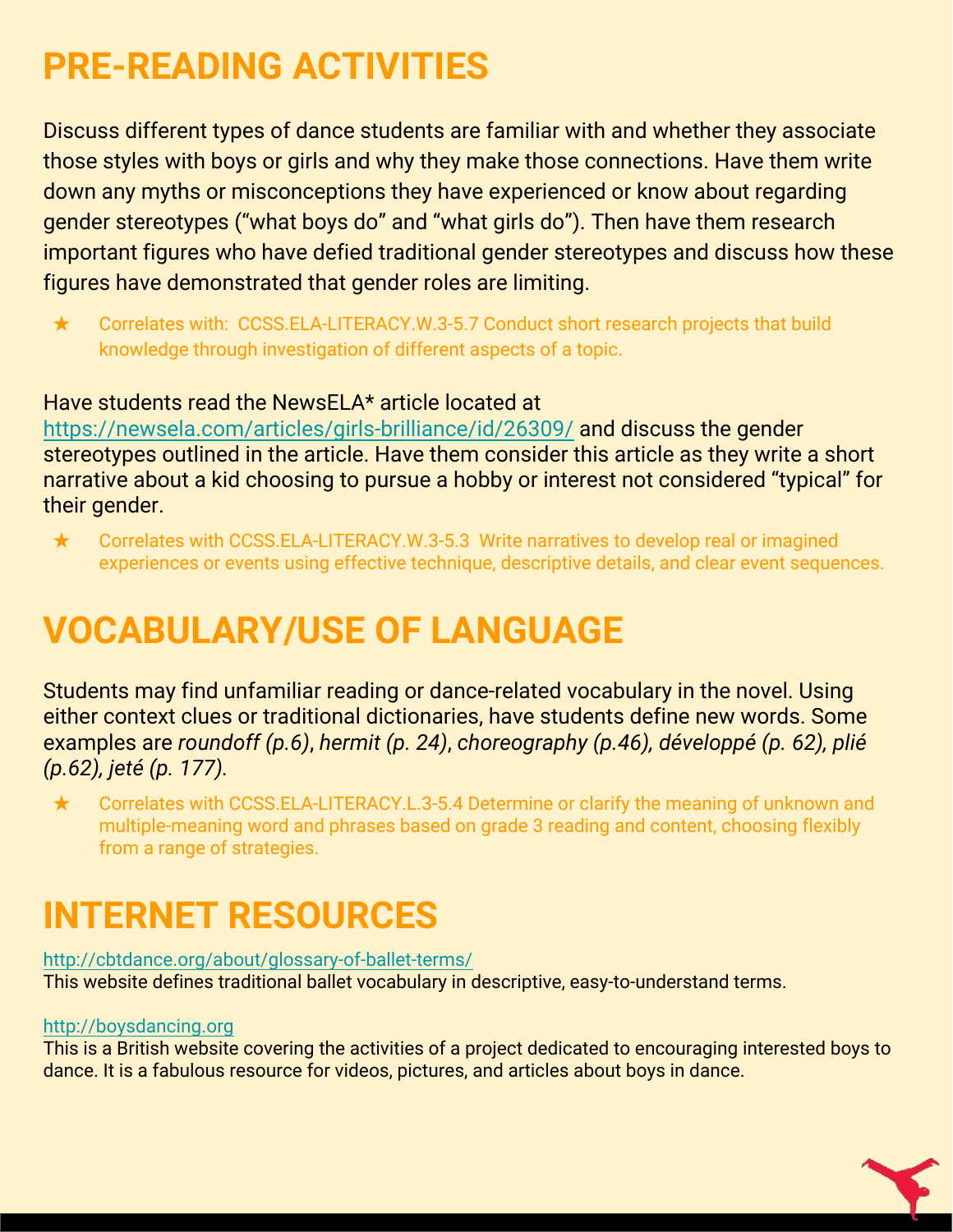# PRE-READING ACTIVITIES

Discuss different types of dance students are familiar with and whether they associate those styles with boys or girls and why they make those connections. Have them write down any myths or misconceptions they have experienced or know about regarding gender stereotypes ("what boys do" and "what girls do"). Then have them research important figures who have defied traditional gender stereotypes and discuss how these figures have demonstrated that gender roles are limiting.

- ★ Correlates with: CCSS.ELA-LITERACY.W.3-5.7 Conduct short research projects that build knowledge through investigation of different aspects of a topic.

Have students read the NewsELA* article located at [https://newsela.com/articles/girls-brilliance/id/26309/](https://newsela.com/articles/girls-brilliance/id/26309/) and discuss the gender stereotypes outlined in the article. Have them consider this article as they write a short narrative about a kid choosing to pursue a hobby or interest not considered "typical" for their gender.

- ★ Correlates with CCSS.ELA-LITERACY.W.3-5.3 Write narratives to develop real or imagined experiences or events using effective technique, descriptive details, and clear event sequences.

# VOCABULARY/USE OF LANGUAGE

Students may find unfamiliar reading or dance-related vocabulary in the novel. Using either context clues or traditional dictionaries, have students define new words. Some examples are *roundoff (p.6)*, *hermit (p. 24)*, *choreography (p.46), développé (p. 62), plié (p.62), jeté (p. 177)*.

- ★ Correlates with CCSS.ELA-LITERACY.L.3-5.4 Determine or clarify the meaning of unknown and multiple-meaning word and phrases based on grade 3 reading and content, choosing flexibly from a range of strategies.

# INTERNET RESOURCES

[http://cbtdance.org/about/glossary-of-ballet-terms/](http://cbtdance.org/about/glossary-of-ballet-terms/)
This website defines traditional ballet vocabulary in descriptive, easy-to-understand terms.

[http://boysdancing.org](http://boysdancing.org)
This is a British website covering the activities of a project dedicated to encouraging interested boys to dance. It is a fabulous resource for videos, pictures, and articles about boys in dance.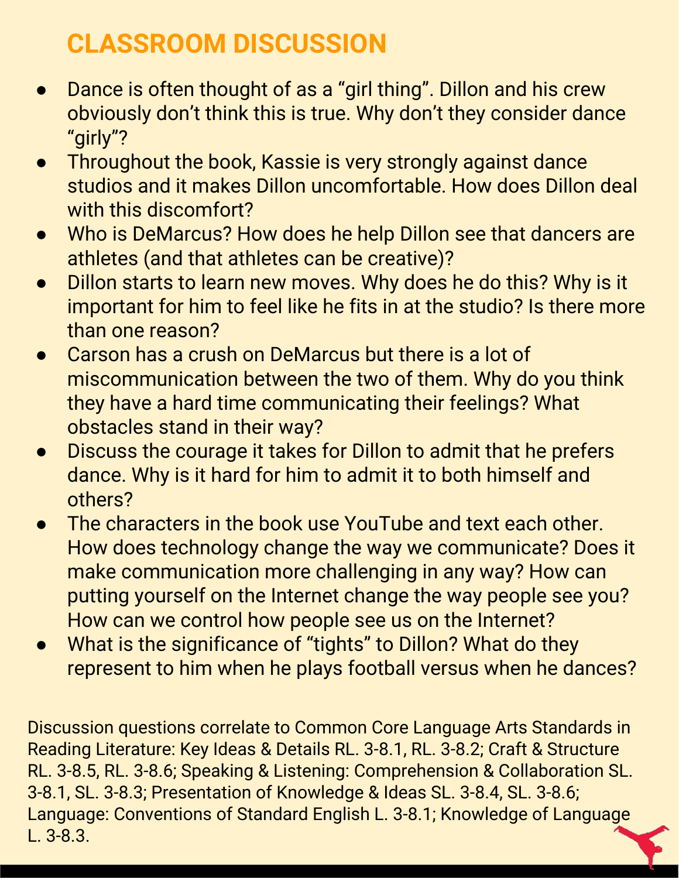# CLASSROOM DISCUSSION

- Dance is often thought of as a "girl thing". Dillon and his crew obviously don't think this is true. Why don't they consider dance "girly"?
- Throughout the book, Kassie is very strongly against dance studios and it makes Dillon uncomfortable. How does Dillon deal with this discomfort?
- Who is DeMarcus? How does he help Dillon see that dancers are athletes (and that athletes can be creative)?
- Dillon starts to learn new moves. Why does he do this? Why is it important for him to feel like he fits in at the studio? Is there more than one reason?
- Carson has a crush on DeMarcus but there is a lot of miscommunication between the two of them. Why do you think they have a hard time communicating their feelings? What obstacles stand in their way?
- Discuss the courage it takes for Dillon to admit that he prefers dance. Why is it hard for him to admit it to both himself and others?
- The characters in the book use YouTube and text each other. How does technology change the way we communicate? Does it make communication more challenging in any way? How can putting yourself on the Internet change the way people see you? How can we control how people see us on the Internet?
- What is the significance of "tights" to Dillon? What do they represent to him when he plays football versus when he dances?

Discussion questions correlate to Common Core Language Arts Standards in Reading Literature: Key Ideas & Details RL. 3-8.1, RL. 3-8.2; Craft & Structure RL. 3-8.5, RL. 3-8.6; Speaking & Listening: Comprehension & Collaboration SL. 3-8.1, SL. 3-8.3; Presentation of Knowledge & Ideas SL. 3-8.4, SL. 3-8.6; Language: Conventions of Standard English L. 3-8.1; Knowledge of Language L. 3-8.3.